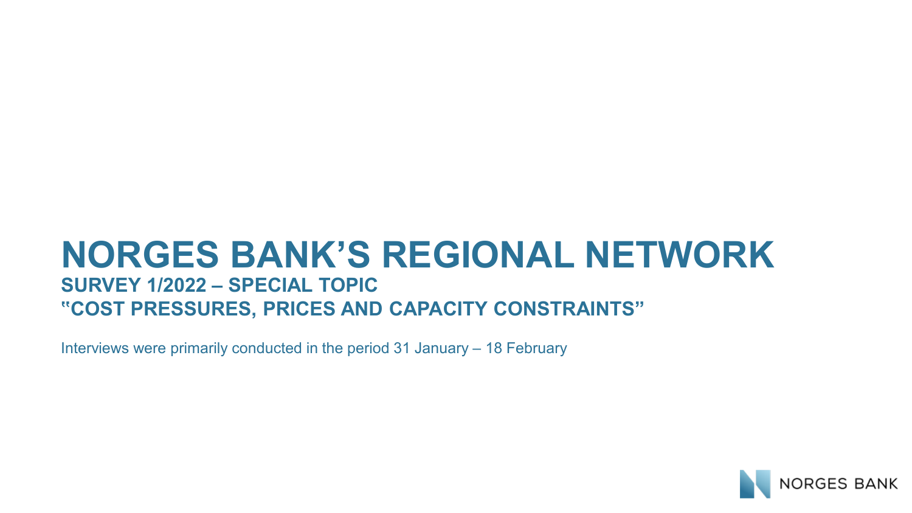# NORGES BANK'S REGIONAL NETWORK

## SURVEY 1/2022 – SPECIAL TOPIC
## "COST PRESSURES, PRICES AND CAPACITY CONSTRAINTS"

Interviews were primarily conducted in the period 31 January – 18 February

NORGES BANK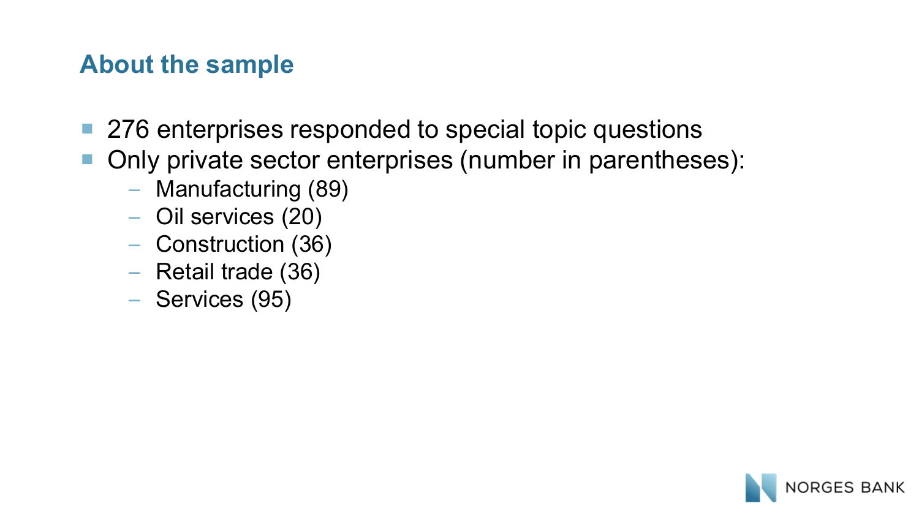## About the sample

- 276 enterprises responded to special topic questions
- Only private sector enterprises (number in parentheses):
  - Manufacturing (89)
  - Oil services (20)
  - Construction (36)
  - Retail trade (36)
  - Services (95)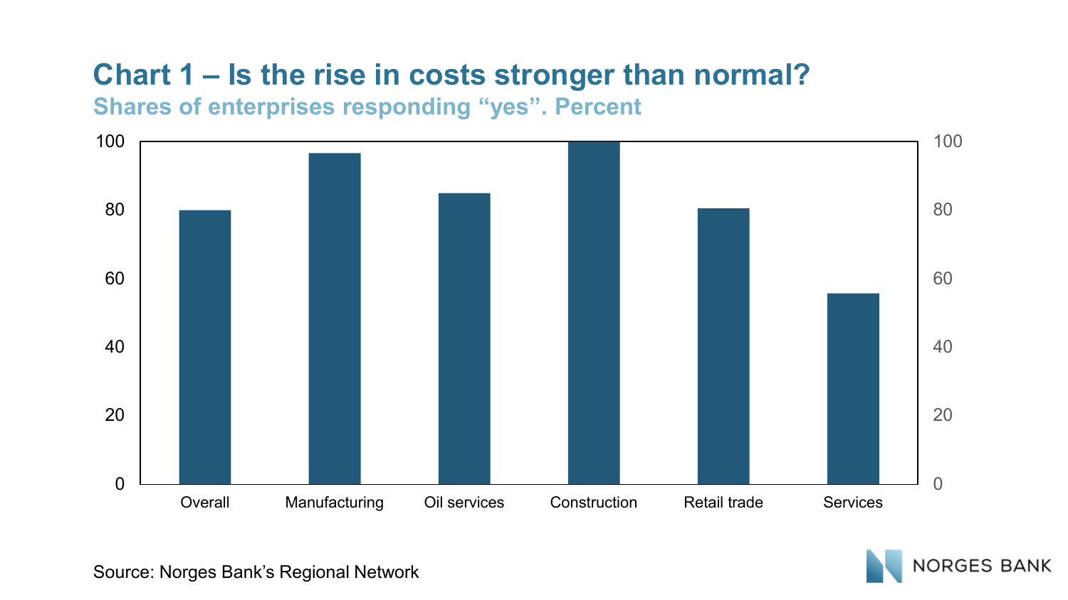## Chart 1 – Is the rise in costs stronger than normal?

Shares of enterprises responding “yes”. Percent

| | Overall | Manufacturing | Oil services | Construction | Retail trade | Services |
|---|---|---|---|---|---|---|
| Share (%) | 80 | 97 | 85 | 100 | 81 | 56 |

Source: Norges Bank’s Regional Network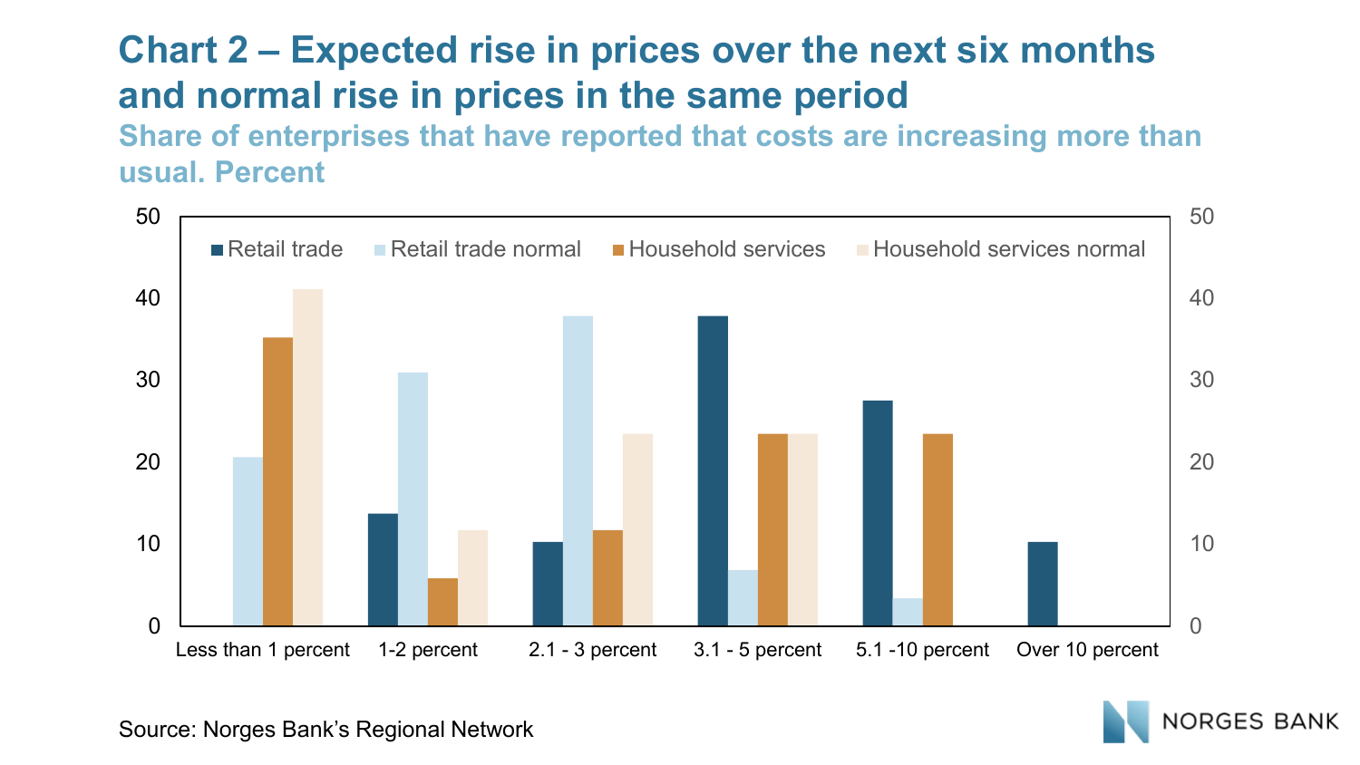## Chart 2 – Expected rise in prices over the next six months and normal rise in prices in the same period

### Share of enterprises that have reported that costs are increasing more than usual. Percent

| | Retail trade | Retail trade normal | Household services | Household services normal |
|---|---|---|---|---|
| Less than 1 percent | 0 | 20.7 | 35.3 | 41.2 |
| 1-2 percent | 13.8 | 31.0 | 5.9 | 11.8 |
| 2.1 - 3 percent | 10.3 | 37.9 | 11.8 | 23.5 |
| 3.1 - 5 percent | 37.9 | 6.9 | 23.5 | 23.5 |
| 5.1 -10 percent | 27.6 | 3.4 | 23.5 | 0 |
| Over 10 percent | 10.3 | 0 | 0 | 0 |

Source: Norges Bank's Regional Network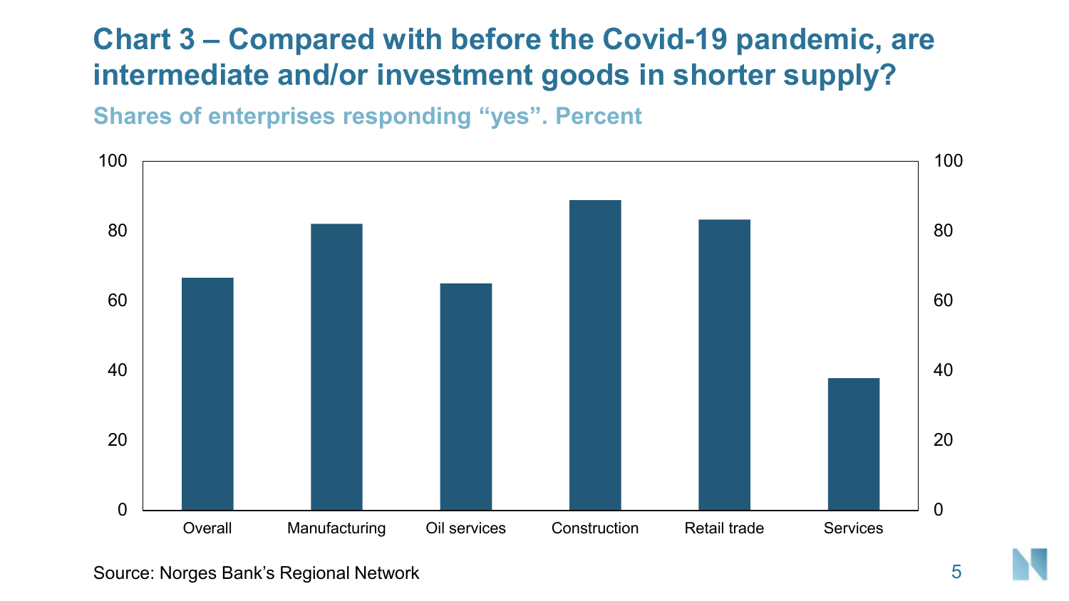## Chart 3 – Compared with before the Covid-19 pandemic, are intermediate and/or investment goods in shorter supply?

**Shares of enterprises responding "yes". Percent**

| Sector | Share (%) |
|---|---|
| Overall | ~67 |
| Manufacturing | ~82 |
| Oil services | ~65 |
| Construction | ~89 |
| Retail trade | ~83 |
| Services | ~38 |

Source: Norges Bank's Regional Network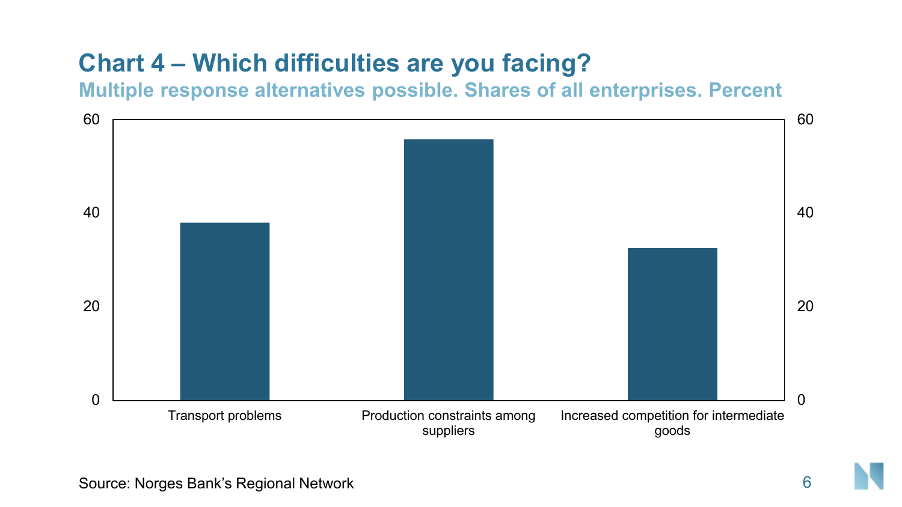# Chart 4 – Which difficulties are you facing?

**Multiple response alternatives possible. Shares of all enterprises. Percent**

| Difficulty | Percent |
|---|---|
| Transport problems | ~38 |
| Production constraints among suppliers | ~56 |
| Increased competition for intermediate goods | ~32.5 |

Source: Norges Bank's Regional Network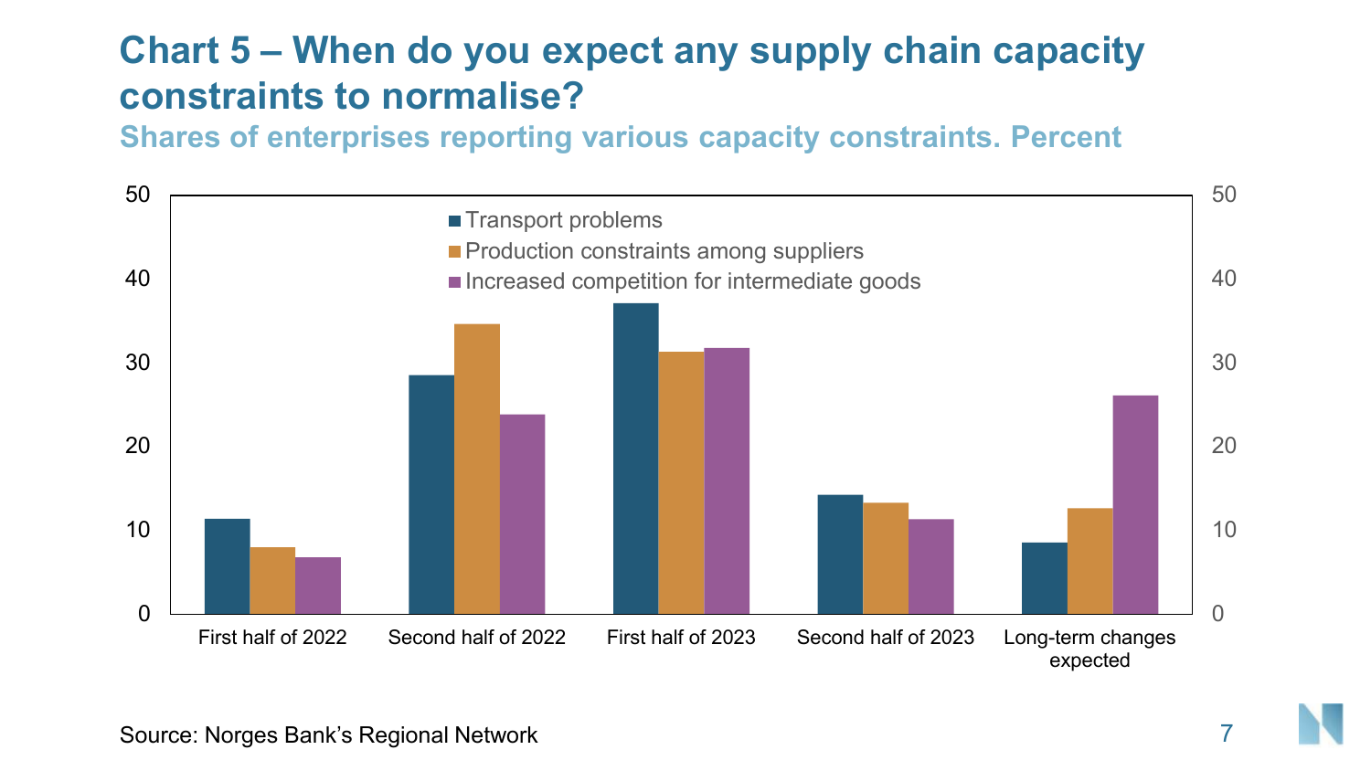# Chart 5 – When do you expect any supply chain capacity constraints to normalise?

**Shares of enterprises reporting various capacity constraints. Percent**

| | Transport problems | Production constraints among suppliers | Increased competition for intermediate goods |
|---|---|---|---|
| First half of 2022 | 11.3 | 7.9 | 6.7 |
| Second half of 2022 | 28.5 | 34.6 | 23.8 |
| First half of 2023 | 37.1 | 31.3 | 31.7 |
| Second half of 2023 | 14.2 | 13.3 | 11.3 |
| Long-term changes expected | 8.5 | 12.6 | 26.1 |

Source: Norges Bank's Regional Network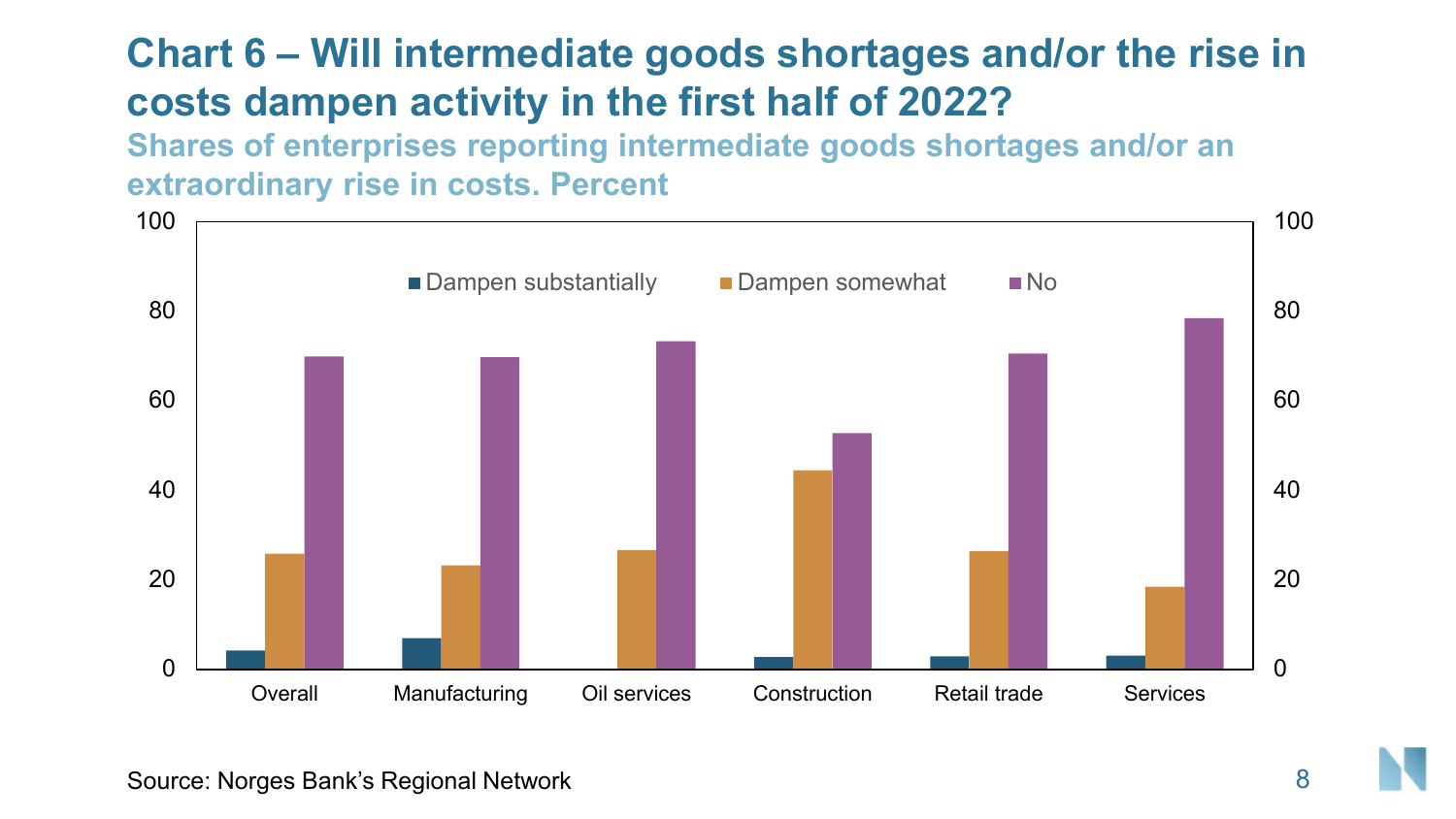# Chart 6 – Will intermediate goods shortages and/or the rise in costs dampen activity in the first half of 2022?

**Shares of enterprises reporting intermediate goods shortages and/or an extraordinary rise in costs. Percent**

| | Dampen substantially | Dampen somewhat | No |
|---|---|---|---|
| Overall | 4 | 26 | 70 |
| Manufacturing | 7 | 23 | 70 |
| Oil services | 0 | 27 | 73 |
| Construction | 3 | 44 | 53 |
| Retail trade | 3 | 26 | 70 |
| Services | 3 | 18 | 78 |

Source: Norges Bank's Regional Network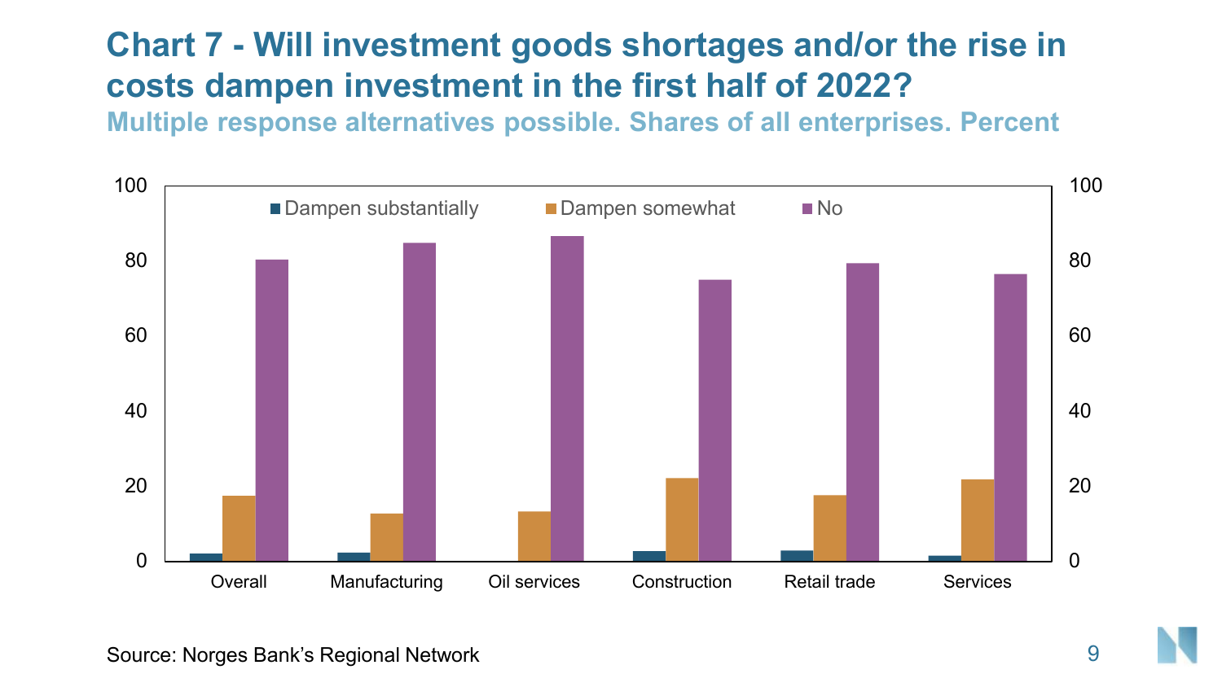# Chart 7 - Will investment goods shortages and/or the rise in costs dampen investment in the first half of 2022?

**Multiple response alternatives possible. Shares of all enterprises. Percent**

100
80
60
40
20
0

Dampen substantially
Dampen somewhat
No

Overall
Manufacturing
Oil services
Construction
Retail trade
Services

Source: Norges Bank's Regional Network